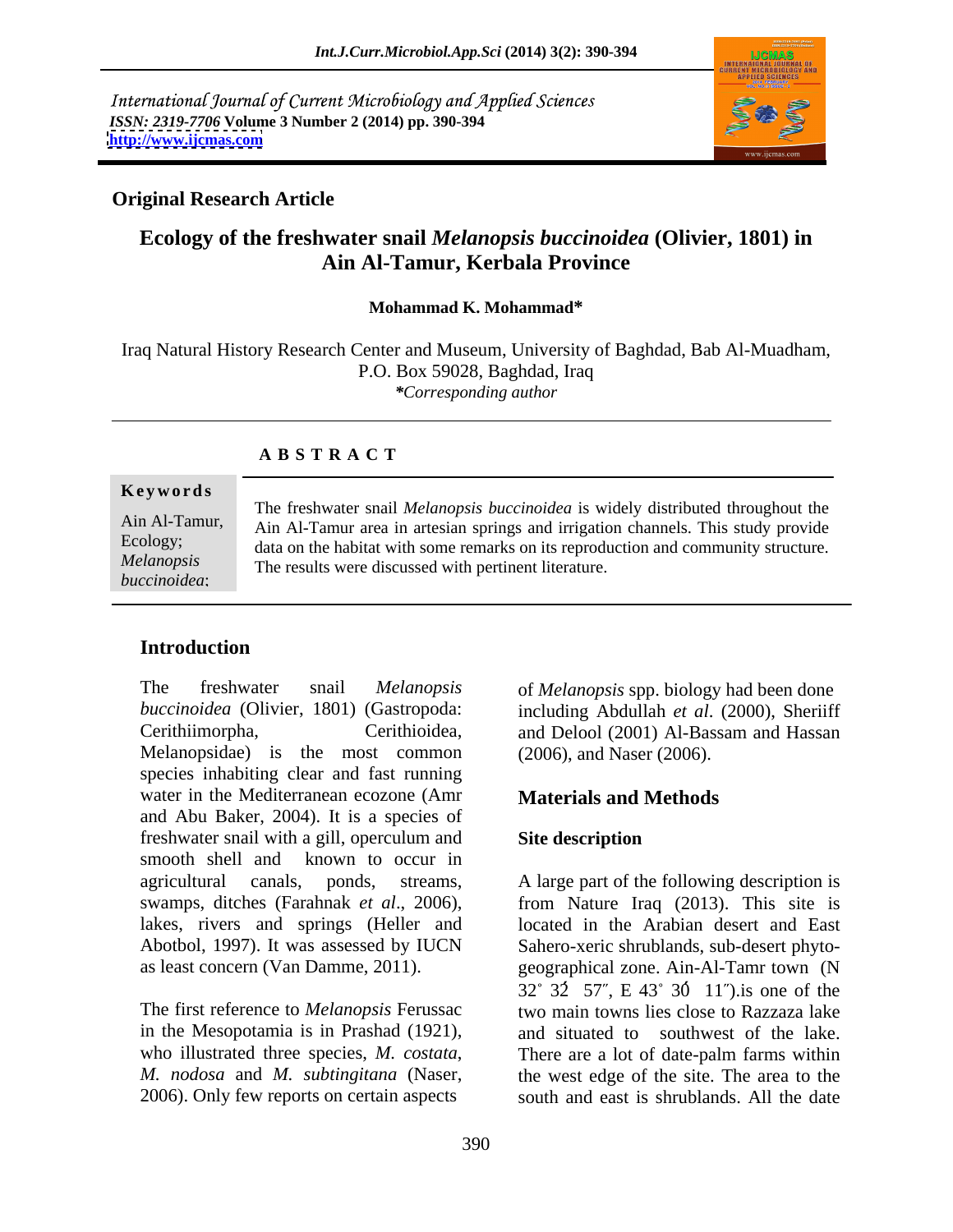International Journal of Current Microbiology and Applied Sciences
*ISSN: 2319-7706* **Volume 3 Number 2 (2014) pp. 390-394**
**http://www.ijcmas.com**

## Original Research Article

# Ecology of the freshwater snail *Melanopsis buccinoidea* (Olivier, 1801) in Ain Al-Tamur, Kerbala Province

**Mohammad K. Mohammad***

Iraq Natural History Research Center and Museum, University of Baghdad, Bab Al-Muadham, P.O. Box 59028, Baghdad, Iraq
**Corresponding author*

### A B S T R A C T

**Keywords**

Ain Al-Tamur, Ecology; *Melanopsis buccinoidea*;

The freshwater snail *Melanopsis buccinoidea* is widely distributed throughout the Ain Al-Tamur area in artesian springs and irrigation channels. This study provide data on the habitat with some remarks on its reproduction and community structure. The results were discussed with pertinent literature.

## Introduction

The freshwater snail *Melanopsis buccinoidea* (Olivier, 1801) (Gastropoda: Cerithiimorpha, Cerithioidea, Melanopsidae) is the most common species inhabiting clear and fast running water in the Mediterranean ecozone (Amr and Abu Baker, 2004). It is a species of freshwater snail with a gill, operculum and smooth shell and known to occur in agricultural canals, ponds, streams, swamps, ditches (Farahnak *et al*., 2006), lakes, rivers and springs (Heller and Abotbol, 1997). It was assessed by IUCN as least concern (Van Damme, 2011).

The first reference to *Melanopsis* Ferussac in the Mesopotamia is in Prashad (1921), who illustrated three species, *M. costata*, *M. nodosa* and *M. subtingitana* (Naser, 2006). Only few reports on certain aspects of *Melanopsis* spp. biology had been done including Abdullah *et al*. (2000), Sheriiff and Delool (2001) Al-Bassam and Hassan (2006), and Naser (2006).

## Materials and Methods

### Site description

A large part of the following description is from Nature Iraq (2013). This site is located in the Arabian desert and East Sahero-xeric shrublands, sub-desert phyto-geographical zone. Ain-Al-Tamr town (N 32° 32́ 57″, E 43° 30́ 11″).is one of the two main towns lies close to Razzaza lake and situated to southwest of the lake. There are a lot of date-palm farms within the west edge of the site. The area to the south and east is shrublands. All the date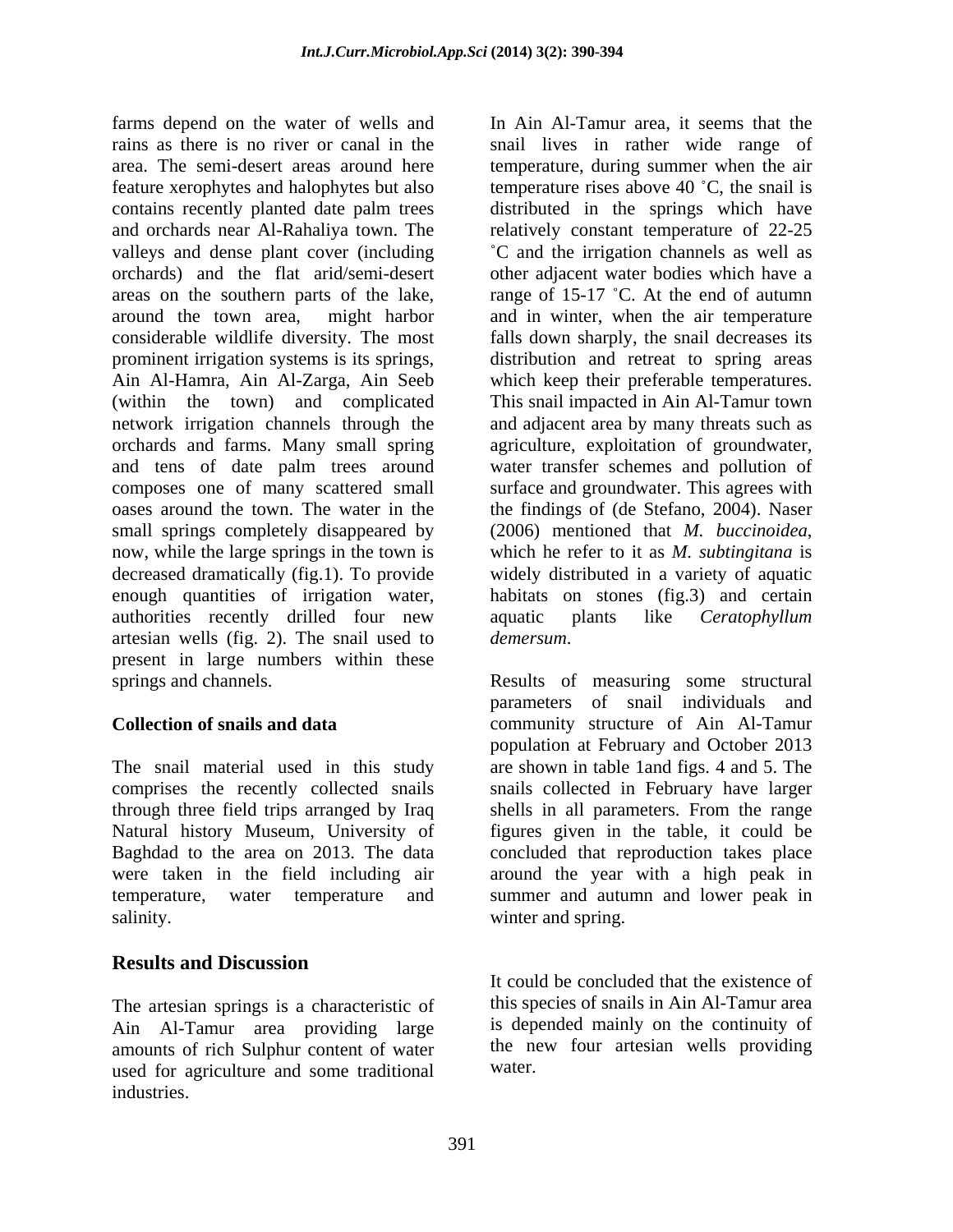farms depend on the water of wells and rains as there is no river or canal in the area. The semi-desert areas around here feature xerophytes and halophytes but also contains recently planted date palm trees and orchards near Al-Rahaliya town. The valleys and dense plant cover (including orchards) and the flat arid/semi-desert areas on the southern parts of the lake, around the town area, might harbor considerable wildlife diversity. The most prominent irrigation systems is its springs, Ain Al-Hamra, Ain Al-Zarga, Ain Seeb (within the town) and complicated network irrigation channels through the orchards and farms. Many small spring and tens of date palm trees around composes one of many scattered small oases around the town. The water in the small springs completely disappeared by now, while the large springs in the town is decreased dramatically (fig.1). To provide enough quantities of irrigation water, authorities recently drilled four new artesian wells (fig. 2). The snail used to present in large numbers within these springs and channels.

## Collection of snails and data

The snail material used in this study comprises the recently collected snails through three field trips arranged by Iraq Natural history Museum, University of Baghdad to the area on 2013. The data were taken in the field including air temperature, water temperature and salinity.

## Results and Discussion

The artesian springs is a characteristic of Ain Al-Tamur area providing large amounts of rich Sulphur content of water used for agriculture and some traditional industries.

In Ain Al-Tamur area, it seems that the snail lives in rather wide range of temperature, during summer when the air temperature rises above 40 ˚C, the snail is distributed in the springs which have relatively constant temperature of 22-25 ˚C and the irrigation channels as well as other adjacent water bodies which have a range of 15-17 ˚C. At the end of autumn and in winter, when the air temperature falls down sharply, the snail decreases its distribution and retreat to spring areas which keep their preferable temperatures. This snail impacted in Ain Al-Tamur town and adjacent area by many threats such as agriculture, exploitation of groundwater, water transfer schemes and pollution of surface and groundwater. This agrees with the findings of (de Stefano, 2004). Naser (2006) mentioned that *M. buccinoidea*, which he refer to it as *M. subtingitana* is widely distributed in a variety of aquatic habitats on stones (fig.3) and certain aquatic plants like *Ceratophyllum demersum*.

Results of measuring some structural parameters of snail individuals and community structure of Ain Al-Tamur population at February and October 2013 are shown in table 1and figs. 4 and 5. The snails collected in February have larger shells in all parameters. From the range figures given in the table, it could be concluded that reproduction takes place around the year with a high peak in summer and autumn and lower peak in winter and spring.

It could be concluded that the existence of this species of snails in Ain Al-Tamur area is depended mainly on the continuity of the new four artesian wells providing water.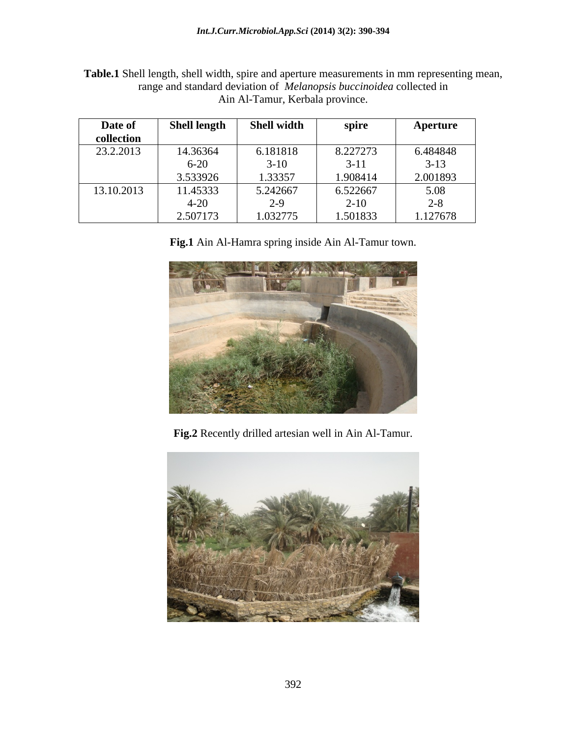**Table.1** Shell length, shell width, spire and aperture measurements in mm representing mean, range and standard deviation of *Melanopsis buccinoidea* collected in Ain Al-Tamur, Kerbala province.

| Date of collection | Shell length | Shell width | spire | Aperture |
|---|---|---|---|---|
| 23.2.2013 | 14.36364<br>6-20<br>3.533926 | 6.181818<br>3-10<br>1.33357 | 8.227273<br>3-11<br>1.908414 | 6.484848<br>3-13<br>2.001893 |
| 13.10.2013 | 11.45333<br>4-20<br>2.507173 | 5.242667<br>2-9<br>1.032775 | 6.522667<br>2-10<br>1.501833 | 5.08<br>2-8<br>1.127678 |

**Fig.1** Ain Al-Hamra spring inside Ain Al-Tamur town.

**Fig.2** Recently drilled artesian well in Ain Al-Tamur.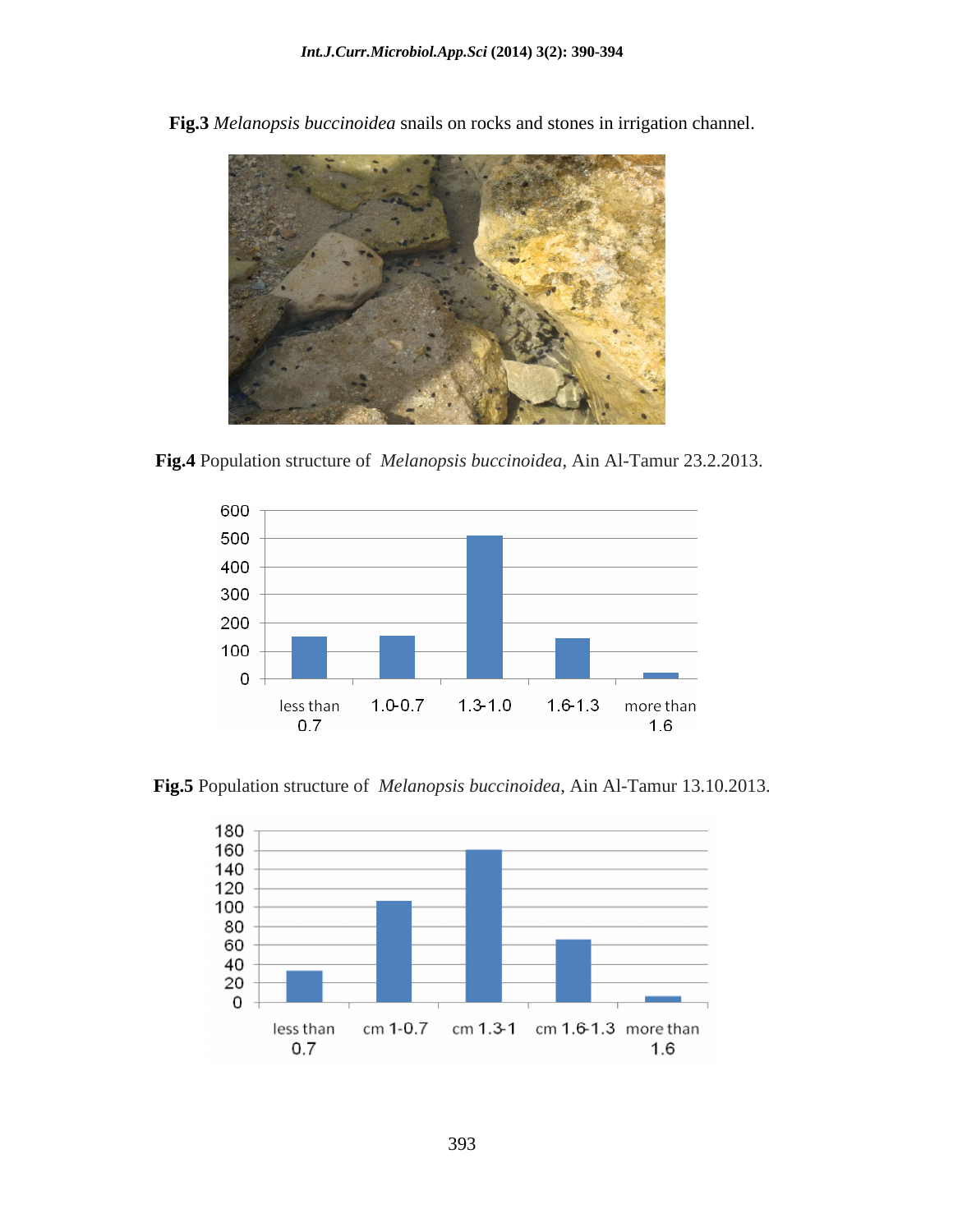**Fig.3** *Melanopsis buccinoidea* snails on rocks and stones in irrigation channel.

**Fig.4** Population structure of *Melanopsis buccinoidea*, Ain Al-Tamur 23.2.2013.

600
500
400
300
200
100
0

less than 0.7
1.0-0.7
1.3-1.0
1.6-1.3
more than 1.6

**Fig.5** Population structure of *Melanopsis buccinoidea*, Ain Al-Tamur 13.10.2013.

180
160
140
120
100
80
60
40
20
0

less than 0.7
cm 1-0.7
cm 1.3-1
cm 1.6-1.3
more than 1.6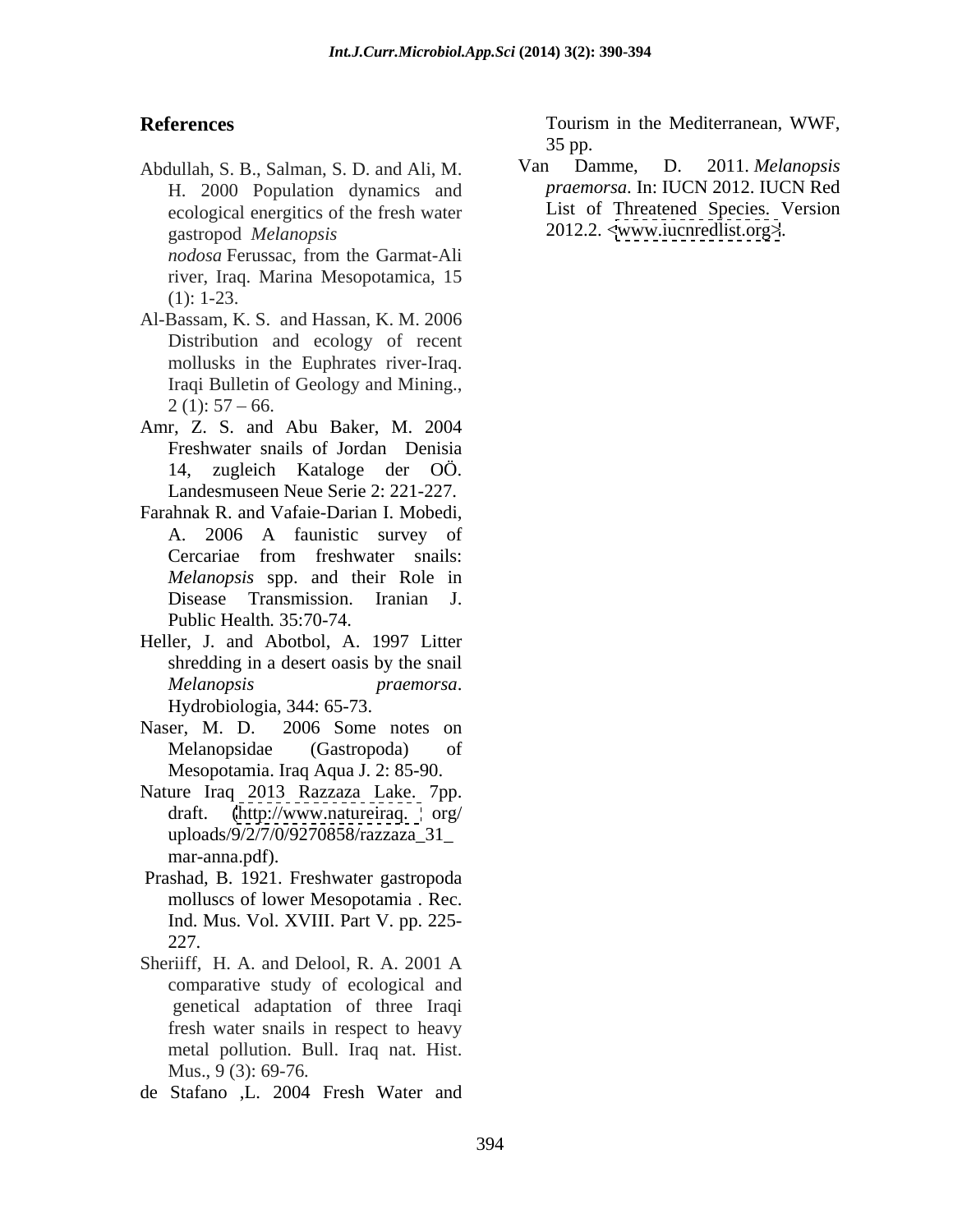## References

Abdullah, S. B., Salman, S. D. and Ali, M. H. 2000 Population dynamics and ecological energitics of the fresh water gastropod *Melanopsis nodosa* Ferussac, from the Garmat-Ali river, Iraq. Marina Mesopotamica, 15 (1): 1-23.

Al-Bassam, K. S. and Hassan, K. M. 2006 Distribution and ecology of recent mollusks in the Euphrates river-Iraq. Iraqi Bulletin of Geology and Mining., 2 (1): 57 – 66.

Amr, Z. S. and Abu Baker, M. 2004 Freshwater snails of Jordan Denisia 14, zugleich Kataloge der OÖ. Landesmuseen Neue Serie 2: 221-227.

Farahnak R. and Vafaie-Darian I. Mobedi, A. 2006 A faunistic survey of Cercariae from freshwater snails: *Melanopsis* spp. and their Role in Disease Transmission. Iranian J. Public Health. 35:70-74.

Heller, J. and Abotbol, A. 1997 Litter shredding in a desert oasis by the snail *Melanopsis praemorsa*. Hydrobiologia, 344: 65-73.

Naser, M. D. 2006 Some notes on Melanopsidae (Gastropoda) of Mesopotamia. Iraq Aqua J. 2: 85-90.

Nature Iraq 2013 Razzaza Lake. 7pp. draft. (http://www.natureirag. org/ uploads/9/2/7/0/9270858/razzaza_31_ mar-anna.pdf).

Prashad, B. 1921. Freshwater gastropoda molluscs of lower Mesopotamia . Rec. Ind. Mus. Vol. XVIII. Part V. pp. 225-227.

Sheriiff, H. A. and Delool, R. A. 2001 A comparative study of ecological and genetical adaptation of three Iraqi fresh water snails in respect to heavy metal pollution. Bull. Iraq nat. Hist. Mus., 9 (3): 69-76.

de Stafano ,L. 2004 Fresh Water and Tourism in the Mediterranean, WWF, 35 pp.

Van Damme, D. 2011. *Melanopsis praemorsa*. In: IUCN 2012. IUCN Red List of Threatened Species. Version 2012.2. <www.iucnredlist.org>.